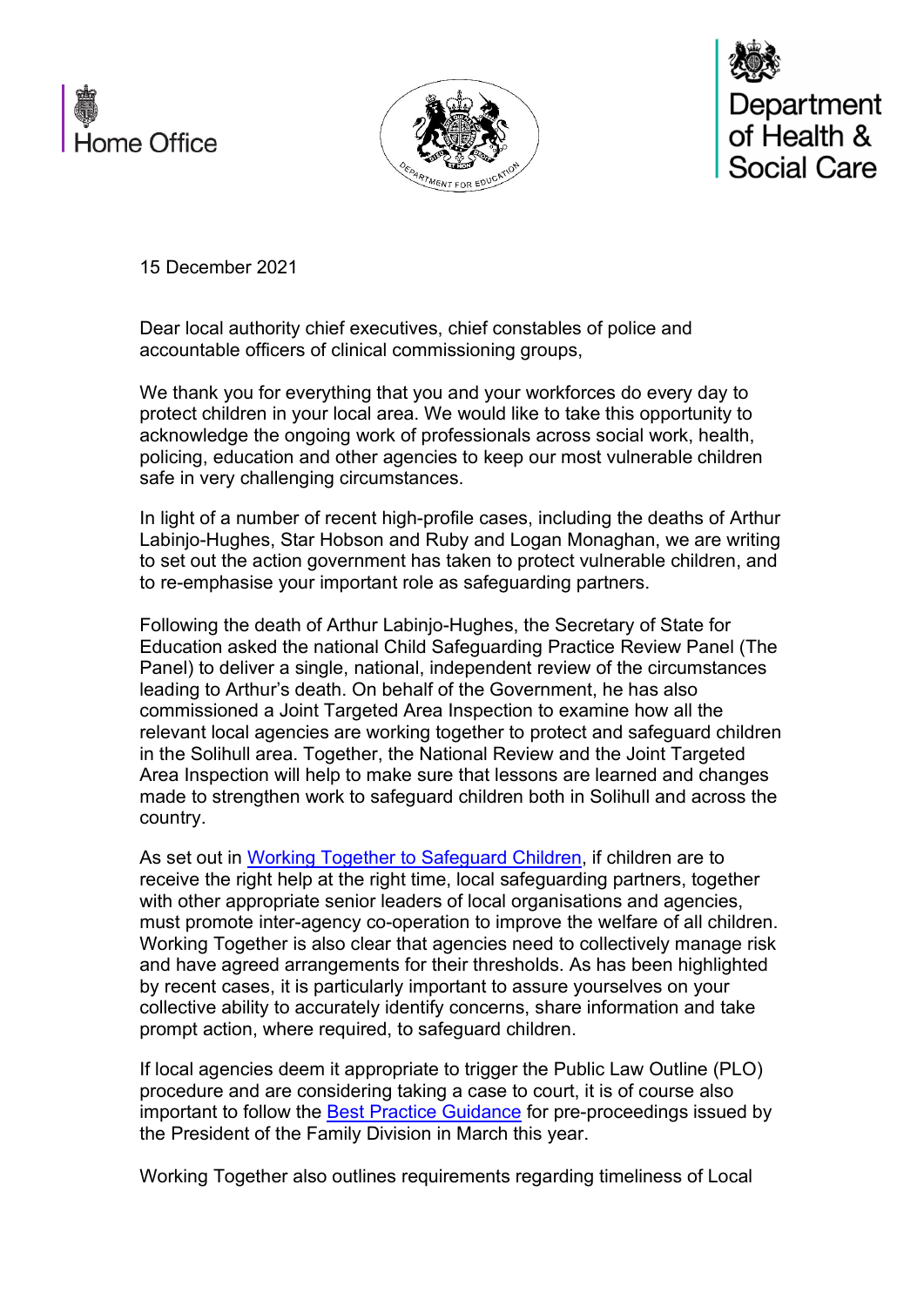Home Office

Department for Education

Department of Health & Social Care

15 December 2021

Dear local authority chief executives, chief constables of police and accountable officers of clinical commissioning groups,

We thank you for everything that you and your workforces do every day to protect children in your local area. We would like to take this opportunity to acknowledge the ongoing work of professionals across social work, health, policing, education and other agencies to keep our most vulnerable children safe in very challenging circumstances.

In light of a number of recent high-profile cases, including the deaths of Arthur Labinjo-Hughes, Star Hobson and Ruby and Logan Monaghan, we are writing to set out the action government has taken to protect vulnerable children, and to re-emphasise your important role as safeguarding partners.

Following the death of Arthur Labinjo-Hughes, the Secretary of State for Education asked the national Child Safeguarding Practice Review Panel (The Panel) to deliver a single, national, independent review of the circumstances leading to Arthur's death. On behalf of the Government, he has also commissioned a Joint Targeted Area Inspection to examine how all the relevant local agencies are working together to protect and safeguard children in the Solihull area. Together, the National Review and the Joint Targeted Area Inspection will help to make sure that lessons are learned and changes made to strengthen work to safeguard children both in Solihull and across the country.

As set out in Working Together to Safeguard Children, if children are to receive the right help at the right time, local safeguarding partners, together with other appropriate senior leaders of local organisations and agencies, must promote inter-agency co-operation to improve the welfare of all children. Working Together is also clear that agencies need to collectively manage risk and have agreed arrangements for their thresholds. As has been highlighted by recent cases, it is particularly important to assure yourselves on your collective ability to accurately identify concerns, share information and take prompt action, where required, to safeguard children.

If local agencies deem it appropriate to trigger the Public Law Outline (PLO) procedure and are considering taking a case to court, it is of course also important to follow the Best Practice Guidance for pre-proceedings issued by the President of the Family Division in March this year.

Working Together also outlines requirements regarding timeliness of Local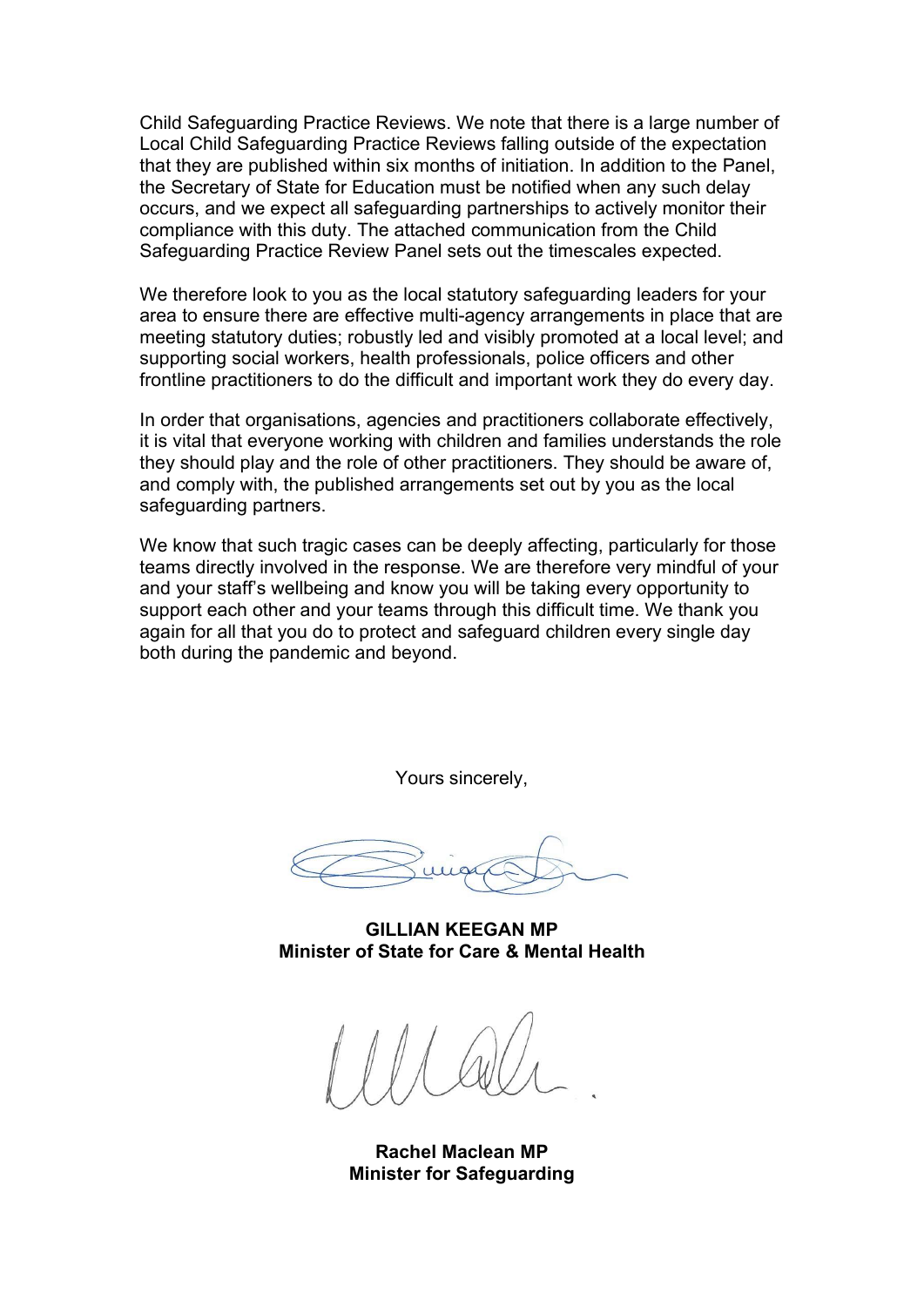Child Safeguarding Practice Reviews. We note that there is a large number of Local Child Safeguarding Practice Reviews falling outside of the expectation that they are published within six months of initiation. In addition to the Panel, the Secretary of State for Education must be notified when any such delay occurs, and we expect all safeguarding partnerships to actively monitor their compliance with this duty. The attached communication from the Child Safeguarding Practice Review Panel sets out the timescales expected.

We therefore look to you as the local statutory safeguarding leaders for your area to ensure there are effective multi-agency arrangements in place that are meeting statutory duties; robustly led and visibly promoted at a local level; and supporting social workers, health professionals, police officers and other frontline practitioners to do the difficult and important work they do every day.

In order that organisations, agencies and practitioners collaborate effectively, it is vital that everyone working with children and families understands the role they should play and the role of other practitioners. They should be aware of, and comply with, the published arrangements set out by you as the local safeguarding partners.

We know that such tragic cases can be deeply affecting, particularly for those teams directly involved in the response. We are therefore very mindful of your and your staff's wellbeing and know you will be taking every opportunity to support each other and your teams through this difficult time. We thank you again for all that you do to protect and safeguard children every single day both during the pandemic and beyond.

Yours sincerely,

**GILLIAN KEEGAN MP**
**Minister of State for Care & Mental Health**

**Rachel Maclean MP**
**Minister for Safeguarding**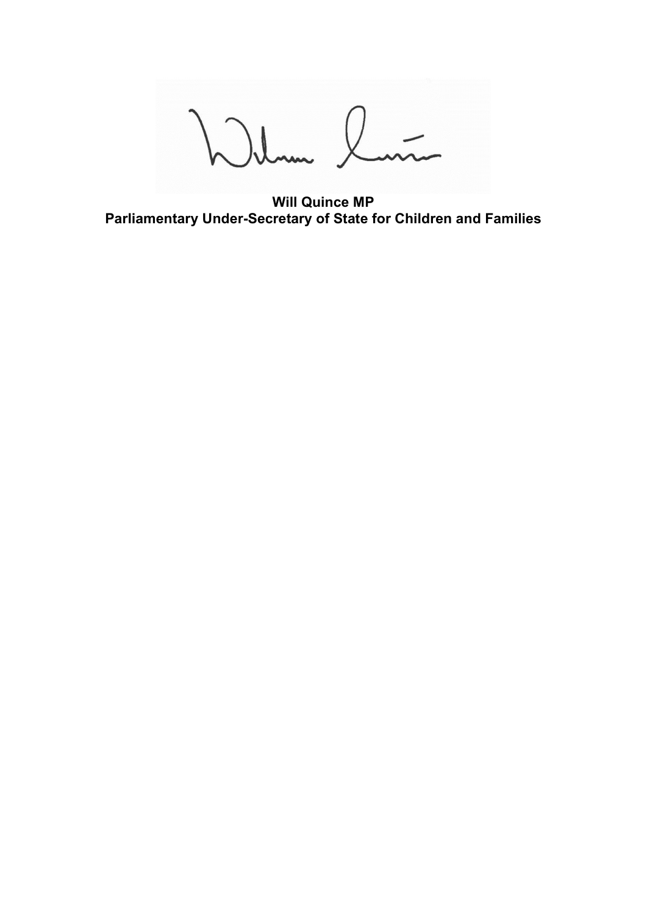**Will Quince MP**
**Parliamentary Under-Secretary of State for Children and Families**